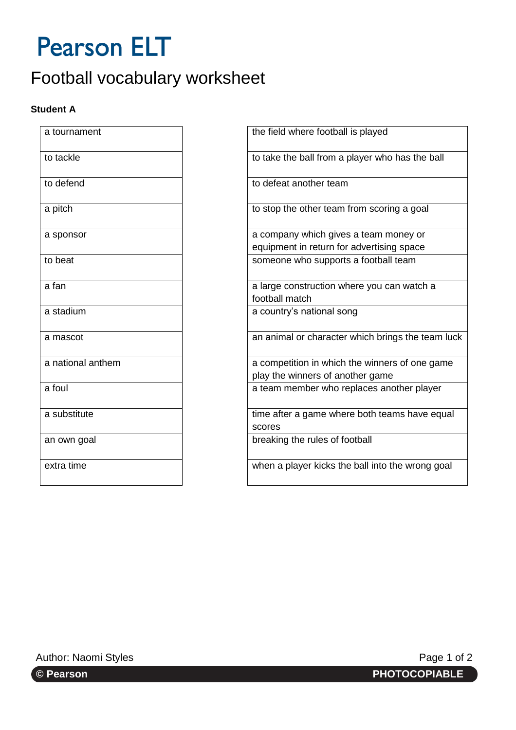# Pearson ELT

## Football vocabulary worksheet

**Student A**

| |
|---|
| a tournament |
| to tackle |
| to defend |
| a pitch |
| a sponsor |
| to beat |
| a fan |
| a stadium |
| a mascot |
| a national anthem |
| a foul |
| a substitute |
| an own goal |
| extra time |

| |
|---|
| the field where football is played |
| to take the ball from a player who has the ball |
| to defeat another team |
| to stop the other team from scoring a goal |
| a company which gives a team money or equipment in return for advertising space |
| someone who supports a football team |
| a large construction where you can watch a football match |
| a country's national song |
| an animal or character which brings the team luck |
| a competition in which the winners of one game play the winners of another game |
| a team member who replaces another player |
| time after a game where both teams have equal scores |
| breaking the rules of football |
| when a player kicks the ball into the wrong goal |

Author: Naomi Styles

© Pearson PHOTOCOPIABLE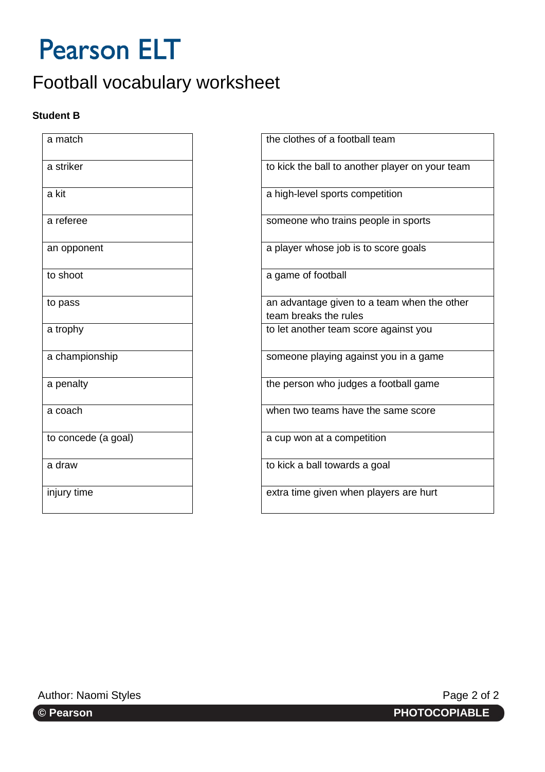# Pearson ELT

## Football vocabulary worksheet

**Student B**

| | |
|---|---|
| a match | the clothes of a football team |
| a striker | to kick the ball to another player on your team |
| a kit | a high-level sports competition |
| a referee | someone who trains people in sports |
| an opponent | a player whose job is to score goals |
| to shoot | a game of football |
| to pass | an advantage given to a team when the other team breaks the rules |
| a trophy | to let another team score against you |
| a championship | someone playing against you in a game |
| a penalty | the person who judges a football game |
| a coach | when two teams have the same score |
| to concede (a goal) | a cup won at a competition |
| a draw | to kick a ball towards a goal |
| injury time | extra time given when players are hurt |

Author: Naomi Styles

© Pearson PHOTOCOPIABLE